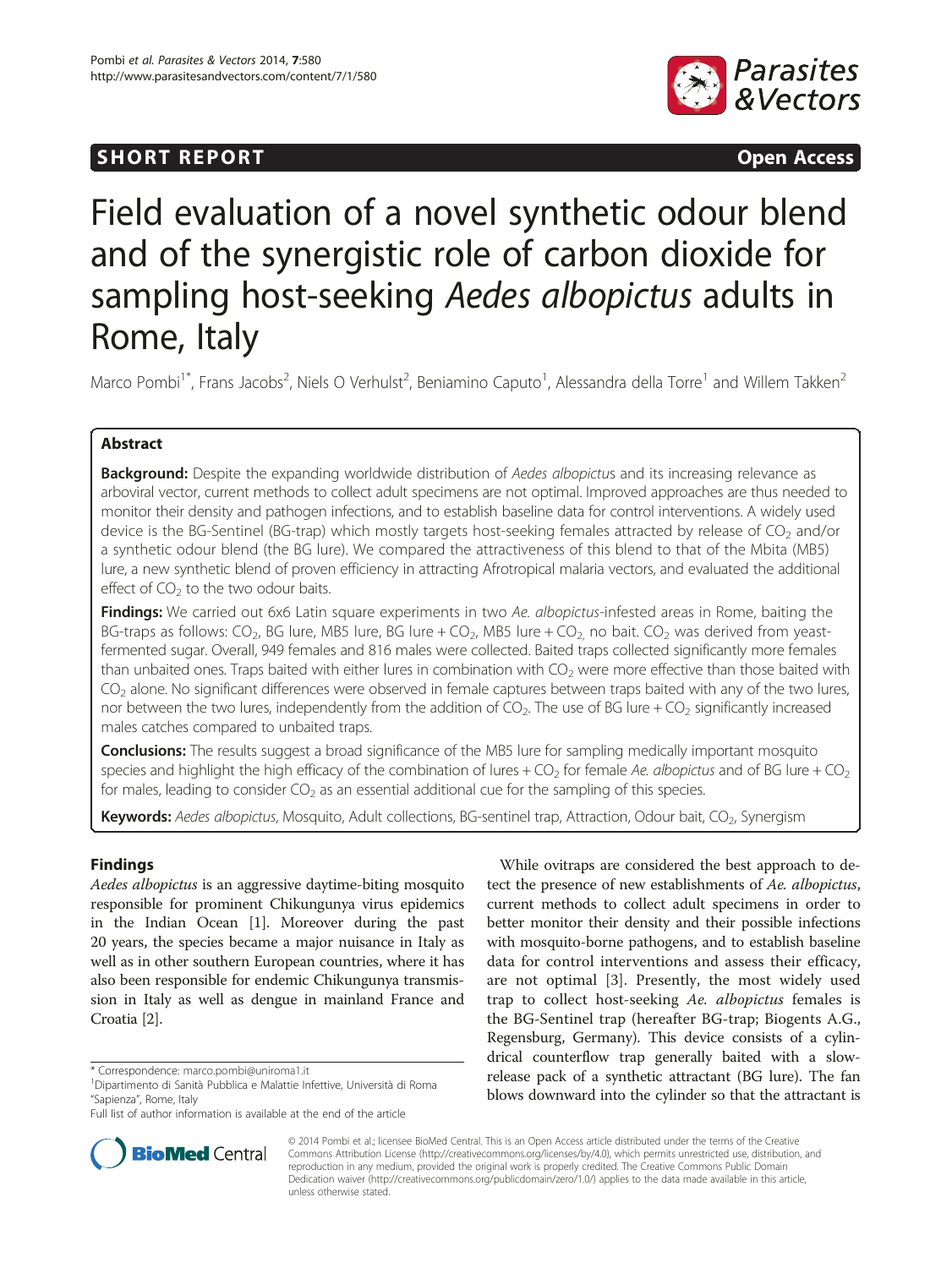SHORT REPORT Open Access

# Field evaluation of a novel synthetic odour blend and of the synergistic role of carbon dioxide for sampling host-seeking *Aedes albopictus* adults in Rome, Italy

Marco Pombi[1*], Frans Jacobs[2], Niels O Verhulst[2], Beniamino Caputo[1], Alessandra della Torre[1] and Willem Takken[2]

## Abstract

**Background:** Despite the expanding worldwide distribution of *Aedes albopictus* and its increasing relevance as arboviral vector, current methods to collect adult specimens are not optimal. Improved approaches are thus needed to monitor their density and pathogen infections, and to establish baseline data for control interventions. A widely used device is the BG-Sentinel (BG-trap) which mostly targets host-seeking females attracted by release of $CO_2$ and/or a synthetic odour blend (the BG lure). We compared the attractiveness of this blend to that of the Mbita (MB5) lure, a new synthetic blend of proven efficiency in attracting Afrotropical malaria vectors, and evaluated the additional effect of $CO_2$ to the two odour baits.

**Findings:** We carried out 6x6 Latin square experiments in two *Ae. albopictus*-infested areas in Rome, baiting the BG-traps as follows: $CO_2$, BG lure, MB5 lure, BG lure + $CO_2$, MB5 lure + $CO_2$, no bait. $CO_2$ was derived from yeast-fermented sugar. Overall, 949 females and 816 males were collected. Baited traps collected significantly more females than unbaited ones. Traps baited with either lures in combination with $CO_2$ were more effective than those baited with $CO_2$ alone. No significant differences were observed in female captures between traps baited with any of the two lures, nor between the two lures, independently from the addition of $CO_2$. The use of BG lure + $CO_2$ significantly increased males catches compared to unbaited traps.

**Conclusions:** The results suggest a broad significance of the MB5 lure for sampling medically important mosquito species and highlight the high efficacy of the combination of lures + $CO_2$ for female *Ae. albopictus* and of BG lure + $CO_2$ for males, leading to consider $CO_2$ as an essential additional cue for the sampling of this species.

**Keywords:** *Aedes albopictus*, Mosquito, Adult collections, BG-sentinel trap, Attraction, Odour bait, $CO_2$, Synergism

## Findings

*Aedes albopictus* is an aggressive daytime-biting mosquito responsible for prominent Chikungunya virus epidemics in the Indian Ocean [1]. Moreover during the past 20 years, the species became a major nuisance in Italy as well as in other southern European countries, where it has also been responsible for endemic Chikungunya transmission in Italy as well as dengue in mainland France and Croatia [2].

While ovitraps are considered the best approach to detect the presence of new establishments of *Ae. albopictus*, current methods to collect adult specimens in order to better monitor their density and their possible infections with mosquito-borne pathogens, and to establish baseline data for control interventions and assess their efficacy, are not optimal [3]. Presently, the most widely used trap to collect host-seeking *Ae. albopictus* females is the BG-Sentinel trap (hereafter BG-trap; Biogents A.G., Regensburg, Germany). This device consists of a cylindrical counterflow trap generally baited with a slow-release pack of a synthetic attractant (BG lure). The fan blows downward into the cylinder so that the attractant is

\* Correspondence: marco.pombi@uniroma1.it

[1]Dipartimento di Sanità Pubblica e Malattie Infettive, Università di Roma "Sapienza", Rome, Italy

Full list of author information is available at the end of the article

© 2014 Pombi et al.; licensee BioMed Central. This is an Open Access article distributed under the terms of the Creative Commons Attribution License (http://creativecommons.org/licenses/by/4.0), which permits unrestricted use, distribution, and reproduction in any medium, provided the original work is properly credited. The Creative Commons Public Domain Dedication waiver (http://creativecommons.org/publicdomain/zero/1.0/) applies to the data made available in this article, unless otherwise stated.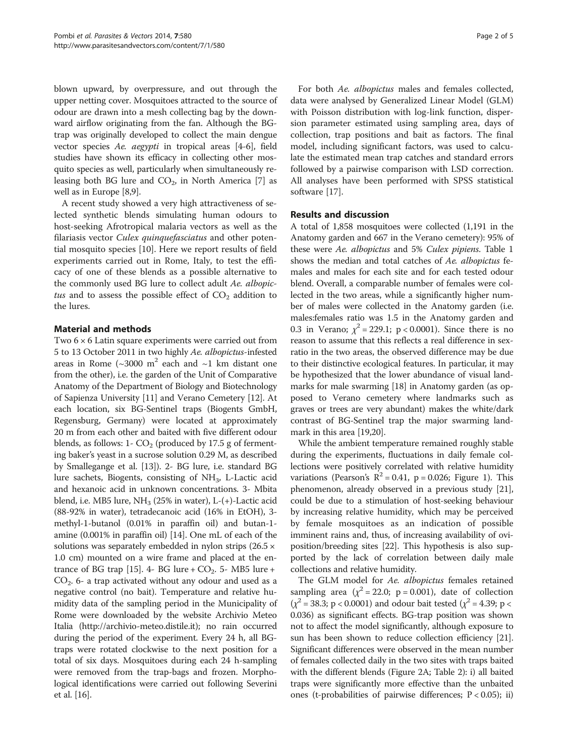blown upward, by overpressure, and out through the upper netting cover. Mosquitoes attracted to the source of odour are drawn into a mesh collecting bag by the downward airflow originating from the fan. Although the BG-trap was originally developed to collect the main dengue vector species *Ae. aegypti* in tropical areas [4-6], field studies have shown its efficacy in collecting other mosquito species as well, particularly when simultaneously releasing both BG lure and $CO_2$, in North America [7] as well as in Europe [8,9].

A recent study showed a very high attractiveness of selected synthetic blends simulating human odours to host-seeking Afrotropical malaria vectors as well as the filariasis vector *Culex quinquefasciatus* and other potential mosquito species [10]. Here we report results of field experiments carried out in Rome, Italy, to test the efficacy of one of these blends as a possible alternative to the commonly used BG lure to collect adult *Ae. albopictus* and to assess the possible effect of $CO_2$ addition to the lures.

## Material and methods

Two 6 × 6 Latin square experiments were carried out from 5 to 13 October 2011 in two highly *Ae. albopictus*-infested areas in Rome (~3000 $m^2$ each and ~1 km distant one from the other), i.e. the garden of the Unit of Comparative Anatomy of the Department of Biology and Biotechnology of Sapienza University [11] and Verano Cemetery [12]. At each location, six BG-Sentinel traps (Biogents GmbH, Regensburg, Germany) were located at approximately 20 m from each other and baited with five different odour blends, as follows: 1- $CO_2$ (produced by 17.5 g of fermenting baker's yeast in a sucrose solution 0.29 M, as described by Smallegange et al. [13]). 2- BG lure, i.e. standard BG lure sachets, Biogents, consisting of $NH_3$, L-Lactic acid and hexanoic acid in unknown concentrations. 3- Mbita blend, i.e. MB5 lure, $NH_3$ (25% in water), L-(+)-Lactic acid (88-92% in water), tetradecanoic acid (16% in EtOH), 3-methyl-1-butanol (0.01% in paraffin oil) and butan-1-amine (0.001% in paraffin oil) [14]. One mL of each of the solutions was separately embedded in nylon strips (26.5 × 1.0 cm) mounted on a wire frame and placed at the entrance of BG trap [15]. 4- BG lure + $CO_2$. 5- MB5 lure + $CO_2$. 6- a trap activated without any odour and used as a negative control (no bait). Temperature and relative humidity data of the sampling period in the Municipality of Rome were downloaded by the website Archivio Meteo Italia (http://archivio-meteo.distile.it); no rain occurred during the period of the experiment. Every 24 h, all BG-traps were rotated clockwise to the next position for a total of six days. Mosquitoes during each 24 h-sampling were removed from the trap-bags and frozen. Morphological identifications were carried out following Severini et al. [16].

For both *Ae. albopictus* males and females collected, data were analysed by Generalized Linear Model (GLM) with Poisson distribution with log-link function, dispersion parameter estimated using sampling area, days of collection, trap positions and bait as factors. The final model, including significant factors, was used to calculate the estimated mean trap catches and standard errors followed by a pairwise comparison with LSD correction. All analyses have been performed with SPSS statistical software [17].

## Results and discussion

A total of 1,858 mosquitoes were collected (1,191 in the Anatomy garden and 667 in the Verano cemetery): 95% of these were *Ae. albopictus* and 5% *Culex pipiens*. Table 1 shows the median and total catches of *Ae. albopictus* females and males for each site and for each tested odour blend. Overall, a comparable number of females were collected in the two areas, while a significantly higher number of males were collected in the Anatomy garden (i.e. males:females ratio was 1.5 in the Anatomy garden and 0.3 in Verano; $\chi^2 = 229.1$; $p < 0.0001$). Since there is no reason to assume that this reflects a real difference in sex-ratio in the two areas, the observed difference may be due to their distinctive ecological features. In particular, it may be hypothesized that the lower abundance of visual landmarks for male swarming [18] in Anatomy garden (as opposed to Verano cemetery where landmarks such as graves or trees are very abundant) makes the white/dark contrast of BG-Sentinel trap the major swarming landmark in this area [19,20].

While the ambient temperature remained roughly stable during the experiments, fluctuations in daily female collections were positively correlated with relative humidity variations (Pearson's $R^2 = 0.41$, $p = 0.026$; Figure 1). This phenomenon, already observed in a previous study [21], could be due to a stimulation of host-seeking behaviour by increasing relative humidity, which may be perceived by female mosquitoes as an indication of possible imminent rains and, thus, of increasing availability of oviposition/breeding sites [22]. This hypothesis is also supported by the lack of correlation between daily male collections and relative humidity.

The GLM model for *Ae. albopictus* females retained sampling area ($\chi^2 = 22.0$; $p = 0.001$), date of collection ($\chi^2 = 38.3$; $p < 0.0001$) and odour bait tested ($\chi^2 = 4.39$; $p < 0.036$) as significant effects. BG-trap position was shown not to affect the model significantly, although exposure to sun has been shown to reduce collection efficiency [21]. Significant differences were observed in the mean number of females collected daily in the two sites with traps baited with the different blends (Figure 2A; Table 2): i) all baited traps were significantly more effective than the unbaited ones (t-probabilities of pairwise differences; $P < 0.05$); ii)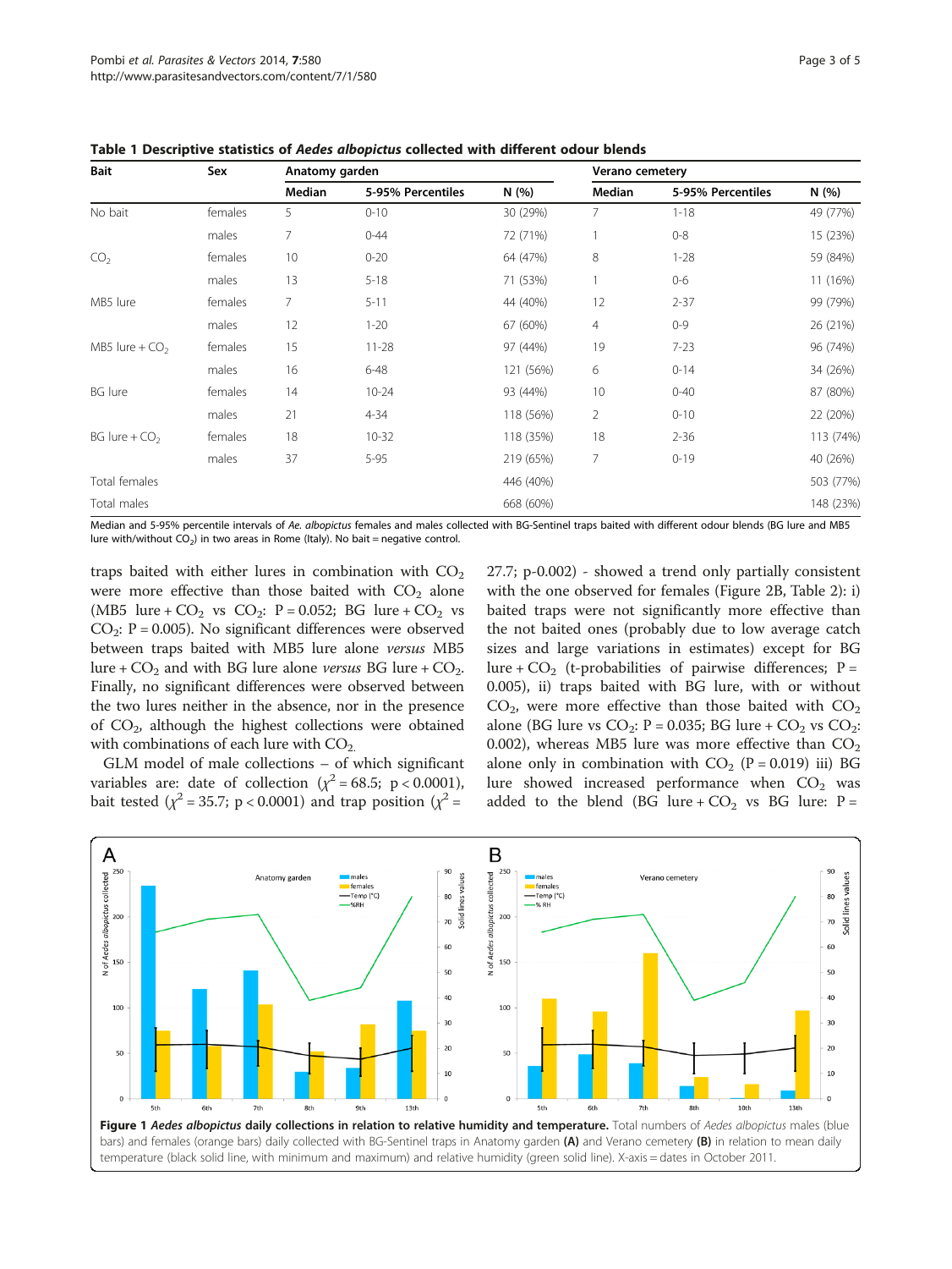**Table 1 Descriptive statistics of *Aedes albopictus* collected with different odour blends**

| Bait | Sex | Anatomy garden | | | Verano cemetery | | |
|---|---|---|---|---|---|---|---|
| | | Median | 5-95% Percentiles | N (%) | Median | 5-95% Percentiles | N (%) |
| No bait | females | 5 | 0-10 | 30 (29%) | 7 | 1-18 | 49 (77%) |
| | males | 7 | 0-44 | 72 (71%) | 1 | 0-8 | 15 (23%) |
| $CO_2$ | females | 10 | 0-20 | 64 (47%) | 8 | 1-28 | 59 (84%) |
| | males | 13 | 5-18 | 71 (53%) | 1 | 0-6 | 11 (16%) |
| MB5 lure | females | 7 | 5-11 | 44 (40%) | 12 | 2-37 | 99 (79%) |
| | males | 12 | 1-20 | 67 (60%) | 4 | 0-9 | 26 (21%) |
| MB5 lure + $CO_2$ | females | 15 | 11-28 | 97 (44%) | 19 | 7-23 | 96 (74%) |
| | males | 16 | 6-48 | 121 (56%) | 6 | 0-14 | 34 (26%) |
| BG lure | females | 14 | 10-24 | 93 (44%) | 10 | 0-40 | 87 (80%) |
| | males | 21 | 4-34 | 118 (56%) | 2 | 0-10 | 22 (20%) |
| BG lure + $CO_2$ | females | 18 | 10-32 | 118 (35%) | 18 | 2-36 | 113 (74%) |
| | males | 37 | 5-95 | 219 (65%) | 7 | 0-19 | 40 (26%) |
| Total females | | | | 446 (40%) | | | 503 (77%) |
| Total males | | | | 668 (60%) | | | 148 (23%) |

Median and 5-95% percentile intervals of *Ae. albopictus* females and males collected with BG-Sentinel traps baited with different odour blends (BG lure and MB5 lure with/without $CO_2$) in two areas in Rome (Italy). No bait = negative control.

traps baited with either lures in combination with $CO_2$ were more effective than those baited with $CO_2$ alone (MB5 lure + $CO_2$ vs $CO_2$: $P = 0.052$; BG lure + $CO_2$ vs $CO_2$: $P = 0.005$). No significant differences were observed between traps baited with MB5 lure alone *versus* MB5 lure + $CO_2$ and with BG lure alone *versus* BG lure + $CO_2$. Finally, no significant differences were observed between the two lures neither in the absence, nor in the presence of $CO_2$, although the highest collections were obtained with combinations of each lure with $CO_2$.

GLM model of male collections – of which significant variables are: date of collection ($\chi^2 = 68.5$; $p < 0.0001$), bait tested ($\chi^2 = 35.7$; $p < 0.0001$) and trap position ($\chi^2 = 27.7$; p-0.002) - showed a trend only partially consistent with the one observed for females (Figure 2B, Table 2): i) baited traps were not significantly more effective than the not baited ones (probably due to low average catch sizes and large variations in estimates) except for BG lure + $CO_2$ (t-probabilities of pairwise differences; $P = 0.005$), ii) traps baited with BG lure, with or without $CO_2$, were more effective than those baited with $CO_2$ alone (BG lure vs $CO_2$: $P = 0.035$; BG lure + $CO_2$ vs $CO_2$: 0.002), whereas MB5 lure was more effective than $CO_2$ alone only in combination with $CO_2$ ($P = 0.019$) iii) BG lure showed increased performance when $CO_2$ was added to the blend (BG lure + $CO_2$ vs BG lure: P =

**Figure 1 *Aedes albopictus* daily collections in relation to relative humidity and temperature.** Total numbers of *Aedes albopictus* males (blue bars) and females (orange bars) daily collected with BG-Sentinel traps in Anatomy garden **(A)** and Verano cemetery **(B)** in relation to mean daily temperature (black solid line, with minimum and maximum) and relative humidity (green solid line). X-axis = dates in October 2011.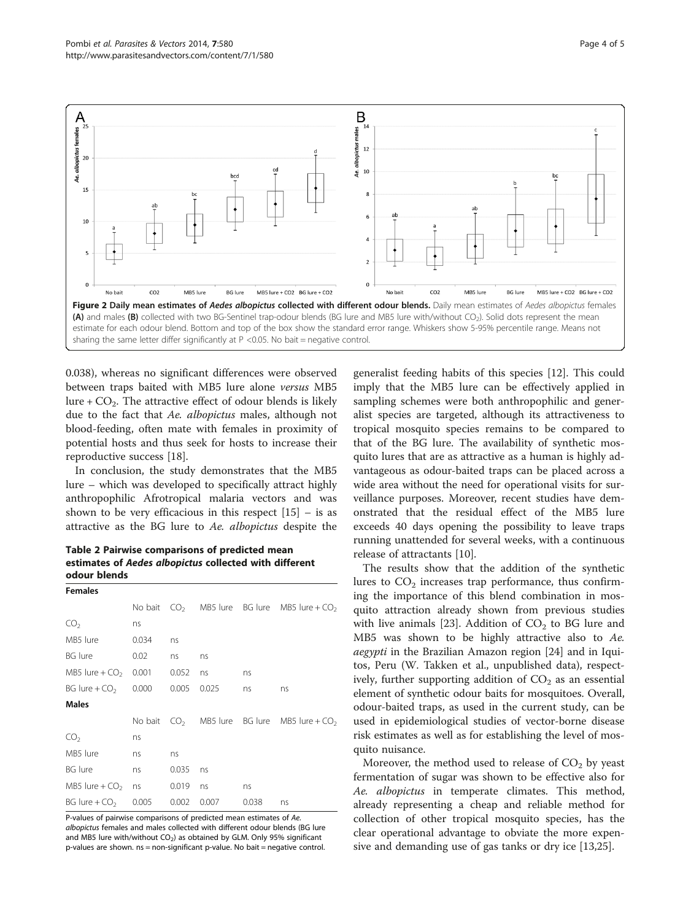Figure 2 Daily mean estimates of *Aedes albopictus* collected with different odour blends. Daily mean estimates of *Aedes albopictus* females (A) and males (B) collected with two BG-Sentinel trap-odour blends (BG lure and MB5 lure with/without $CO_2$). Solid dots represent the mean estimate for each odour blend. Bottom and top of the box show the standard error range. Whiskers show 5-95% percentile range. Means not sharing the same letter differ significantly at P <0.05. No bait = negative control.

0.038), whereas no significant differences were observed between traps baited with MB5 lure alone *versus* MB5 lure + $CO_2$. The attractive effect of odour blends is likely due to the fact that *Ae. albopictus* males, although not blood-feeding, often mate with females in proximity of potential hosts and thus seek for hosts to increase their reproductive success [18].

In conclusion, the study demonstrates that the MB5 lure – which was developed to specifically attract highly anthropophilic Afrotropical malaria vectors and was shown to be very efficacious in this respect [15] – is as attractive as the BG lure to *Ae. albopictus* despite the generalist feeding habits of this species [12]. This could imply that the MB5 lure can be effectively applied in sampling schemes were both anthropophilic and generalist species are targeted, although its attractiveness to tropical mosquito species remains to be compared to that of the BG lure. The availability of synthetic mosquito lures that are as attractive as a human is highly advantageous as odour-baited traps can be placed across a wide area without the need for operational visits for surveillance purposes. Moreover, recent studies have demonstrated that the residual effect of the MB5 lure exceeds 40 days opening the possibility to leave traps running unattended for several weeks, with a continuous release of attractants [10].

The results show that the addition of the synthetic lures to $CO_2$ increases trap performance, thus confirming the importance of this blend combination in mosquito attraction already shown from previous studies with live animals [23]. Addition of $CO_2$ to BG lure and MB5 was shown to be highly attractive also to *Ae. aegypti* in the Brazilian Amazon region [24] and in Iquitos, Peru (W. Takken et al., unpublished data), respectively, further supporting addition of $CO_2$ as an essential element of synthetic odour baits for mosquitoes. Overall, odour-baited traps, as used in the current study, can be used in epidemiological studies of vector-borne disease risk estimates as well as for establishing the level of mosquito nuisance.

Moreover, the method used to release of $CO_2$ by yeast fermentation of sugar was shown to be effective also for *Ae. albopictus* in temperate climates. This method, already representing a cheap and reliable method for collection of other tropical mosquito species, has the clear operational advantage to obviate the more expensive and demanding use of gas tanks or dry ice [13,25].

**Table 2 Pairwise comparisons of predicted mean estimates of *Aedes albopictus* collected with different odour blends**

| **Females** | | | | | |
|---|---|---|---|---|---|
| | No bait | $CO_2$ | MB5 lure | BG lure | MB5 lure + $CO_2$ |
| $CO_2$ | ns | | | | |
| MB5 lure | 0.034 | ns | | | |
| BG lure | 0.02 | ns | ns | | |
| MB5 lure + $CO_2$ | 0.001 | 0.052 | ns | ns | |
| BG lure + $CO_2$ | 0.000 | 0.005 | 0.025 | ns | ns |
| **Males** | | | | | |
| | No bait | $CO_2$ | MB5 lure | BG lure | MB5 lure + $CO_2$ |
| $CO_2$ | ns | | | | |
| MB5 lure | ns | ns | | | |
| BG lure | ns | 0.035 | ns | | |
| MB5 lure + $CO_2$ | ns | 0.019 | ns | ns | |
| BG lure + $CO_2$ | 0.005 | 0.002 | 0.007 | 0.038 | ns |

P-values of pairwise comparisons of predicted mean estimates of *Ae. albopictus* females and males collected with different odour blends (BG lure and MB5 lure with/without $CO_2$) as obtained by GLM. Only 95% significant p-values are shown. ns = non-significant p-value. No bait = negative control.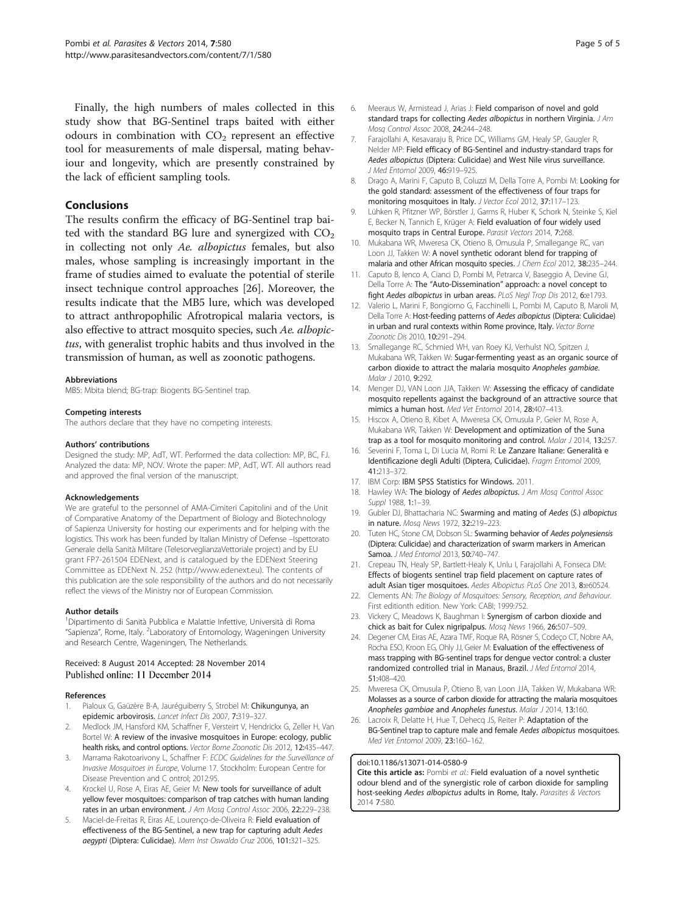Finally, the high numbers of males collected in this study show that BG-Sentinel traps baited with either odours in combination with $CO_2$ represent an effective tool for measurements of male dispersal, mating behaviour and longevity, which are presently constrained by the lack of efficient sampling tools.

## Conclusions

The results confirm the efficacy of BG-Sentinel trap baited with the standard BG lure and synergized with $CO_2$ in collecting not only *Ae. albopictus* females, but also males, whose sampling is increasingly important in the frame of studies aimed to evaluate the potential of sterile insect technique control approaches [26]. Moreover, the results indicate that the MB5 lure, which was developed to attract anthropophilic Afrotropical malaria vectors, is also effective to attract mosquito species, such *Ae. albopictus*, with generalist trophic habits and thus involved in the transmission of human, as well as zoonotic pathogens.

#### Abbreviations

MB5: Mbita blend; BG-trap: Biogents BG-Sentinel trap.

#### Competing interests

The authors declare that they have no competing interests.

#### Authors' contributions

Designed the study: MP, AdT, WT. Performed the data collection: MP, BC, FJ. Analyzed the data: MP, NOV. Wrote the paper: MP, AdT, WT. All authors read and approved the final version of the manuscript.

#### Acknowledgements

We are grateful to the personnel of AMA-Cimiteri Capitolini and of the Unit of Comparative Anatomy of the Department of Biology and Biotechnology of Sapienza University for hosting our experiments and for helping with the logistics. This work has been funded by Italian Ministry of Defense –Ispettorato Generale della Sanità Militare (TelesorveglianzaVettoriale project) and by EU grant FP7-261504 EDENext, and is catalogued by the EDENext Steering Committee as EDENext N. 252 (http://www.edenext.eu). The contents of this publication are the sole responsibility of the authors and do not necessarily reflect the views of the Ministry nor of European Commission.

#### Author details

[1]Dipartimento di Sanità Pubblica e Malattie Infettive, Università di Roma "Sapienza", Rome, Italy. [2]Laboratory of Entomology, Wageningen University and Research Centre, Wageningen, The Netherlands.

Received: 8 August 2014 Accepted: 28 November 2014
Published online: 11 December 2014

#### References

1. Pialoux G, Gaüzère B-A, Jauréguiberry S, Strobel M: **Chikungunya, an epidemic arbovirosis.** *Lancet Infect Dis* 2007, **7:**319–327.
2. Medlock JM, Hansford KM, Schaffner F, Versteirt V, Hendrickx G, Zeller H, Van Bortel W: **A review of the invasive mosquitoes in Europe: ecology, public health risks, and control options.** *Vector Borne Zoonotic Dis* 2012, **12:**435–447.
3. Marrama Rakotoarivony L, Schaffner F: *ECDC Guidelines for the Surveillance of Invasive Mosquitoes in Europe*, Volume 17. Stockholm: European Centre for Disease Prevention and C ontrol; 2012:95.
4. Krockel U, Rose A, Eiras AE, Geier M: **New tools for surveillance of adult yellow fever mosquitoes: comparison of trap catches with human landing rates in an urban environment.** *J Am Mosq Control Assoc* 2006, **22:**229–238.
5. Maciel-de-Freitas R, Eiras AE, Lourenço-de-Oliveira R: **Field evaluation of effectiveness of the BG-Sentinel, a new trap for capturing adult *Aedes aegypti* (Diptera: Culicidae).** *Mem Inst Oswaldo Cruz* 2006, **101:**321–325.
6. Meeraus W, Armistead J, Arias J: **Field comparison of novel and gold standard traps for collecting *Aedes albopictus* in northern Virginia.** *J Am Mosq Control Assoc* 2008, **24:**244–248.
7. Farajollahi A, Kesavaraju B, Price DC, Williams GM, Healy SP, Gaugler R, Nelder MP: **Field efficacy of BG-Sentinel and industry-standard traps for *Aedes albopictus* (Diptera: Culicidae) and West Nile virus surveillance.** *J Med Entomol* 2009, **46:**919–925.
8. Drago A, Marini F, Caputo B, Coluzzi M, Della Torre A, Pombi M: **Looking for the gold standard: assessment of the effectiveness of four traps for monitoring mosquitoes in Italy.** *J Vector Ecol* 2012, **37:**117–123.
9. Lühken R, Pfitzner WP, Börstler J, Garms R, Huber K, Schork N, Steinke S, Kiel E, Becker N, Tannich E, Krüger A: **Field evaluation of four widely used mosquito traps in Central Europe.** *Parasit Vectors* 2014, **7:**268.
10. Mukabana WR, Mweresa CK, Otieno B, Omusula P, Smallegange RC, van Loon JJ, Takken W: **A novel synthetic odorant blend for trapping of malaria and other African mosquito species.** *J Chem Ecol* 2012, **38:**235–244.
11. Caputo B, Ienco A, Cianci D, Pombi M, Petrarca V, Baseggio A, Devine GJ, Della Torre A: **The "Auto-Dissemination" approach: a novel concept to fight *Aedes albopictus* in urban areas.** *PLoS Negl Trop Dis* 2012, **6:**e1793.
12. Valerio L, Marini F, Bongiorno G, Facchinelli L, Pombi M, Caputo B, Maroli M, Della Torre A: **Host-feeding patterns of *Aedes albopictus* (Diptera: Culicidae) in urban and rural contexts within Rome province, Italy.** *Vector Borne Zoonotic Dis* 2010, **10:**291–294.
13. Smallegange RC, Schmied WH, van Roey KJ, Verhulst NO, Spitzen J, Mukabana WR, Takken W: **Sugar-fermenting yeast as an organic source of carbon dioxide to attract the malaria mosquito *Anopheles gambiae*.** *Malar J* 2010, **9:**292.
14. Menger DJ, VAN Loon JJA, Takken W: **Assessing the efficacy of candidate mosquito repellents against the background of an attractive source that mimics a human host.** *Med Vet Entomol* 2014, **28:**407–413.
15. Hiscox A, Otieno B, Kibet A, Mweresa CK, Omusula P, Geier M, Rose A, Mukabana WR, Takken W: **Development and optimization of the Suna trap as a tool for mosquito monitoring and control.** *Malar J* 2014, **13:**257.
16. Severini F, Toma L, Di Lucia M, Romi R: **Le Zanzare Italiane: Generalità e Identificazione degli Adulti (Diptera, Culicidae).** *Fragm Entomol* 2009, **41:**213–372.
17. IBM Corp: **IBM SPSS Statistics for Windows.** 2011.
18. Hawley WA: **The biology of *Aedes albopictus*.** *J Am Mosq Control Assoc Suppl* 1988, **1:**1–39.
19. Gubler DJ, Bhattacharia NC: **Swarming and mating of *Aedes* (*S.*) *albopictus* in nature.** *Mosq News* 1972, **32:**219–223.
20. Tuten HC, Stone CM, Dobson SL: **Swarming behavior of *Aedes polynesiensis* (Diptera: Culicidae) and characterization of swarm markers in American Samoa.** *J Med Entomol* 2013, **50:**740–747.
21. Crepeau TN, Healy SP, Bartlett-Healy K, Unlu I, Farajollahi A, Fonseca DM: **Effects of biogents sentinel trap field placement on capture rates of adult Asian tiger mosquitoes.** *Aedes Albopictus PLoS One* 2013, **8:**e60524.
22. Clements AN: *The Biology of Mosquitoes: Sensory, Reception, and Behaviour.* First editionth edition. New York: CABI; 1999:752.
23. Vickery C, Meadows K, Baughman I: **Synergism of carbon dioxide and chick as bait for Culex nigripalpus.** *Mosq News* 1966, **26:**507–509.
24. Degener CM, Eiras AE, Azara TMF, Roque RA, Rösner S, Codeço CT, Nobre AA, Rocha ESO, Kroon EG, Ohly JJ, Geier M: **Evaluation of the effectiveness of mass trapping with BG-sentinel traps for dengue vector control: a cluster randomized controlled trial in Manaus, Brazil.** *J Med Entomol* 2014, **51:**408–420.
25. Mweresa CK, Omusula P, Otieno B, van Loon JJA, Takken W, Mukabana WR: **Molasses as a source of carbon dioxide for attracting the malaria mosquitoes *Anopheles gambiae* and *Anopheles funestus*.** *Malar J* 2014, **13:**160.
26. Lacroix R, Delatte H, Hue T, Dehecq JS, Reiter P: **Adaptation of the BG-Sentinel trap to capture male and female *Aedes albopictus* mosquitoes.** *Med Vet Entomol* 2009, **23:**160–162.

doi:10.1186/s13071-014-0580-9
**Cite this article as:** Pombi *et al.*: Field evaluation of a novel synthetic odour blend and of the synergistic role of carbon dioxide for sampling host-seeking *Aedes albopictus* adults in Rome, Italy. *Parasites & Vectors* 2014 **7**:580.